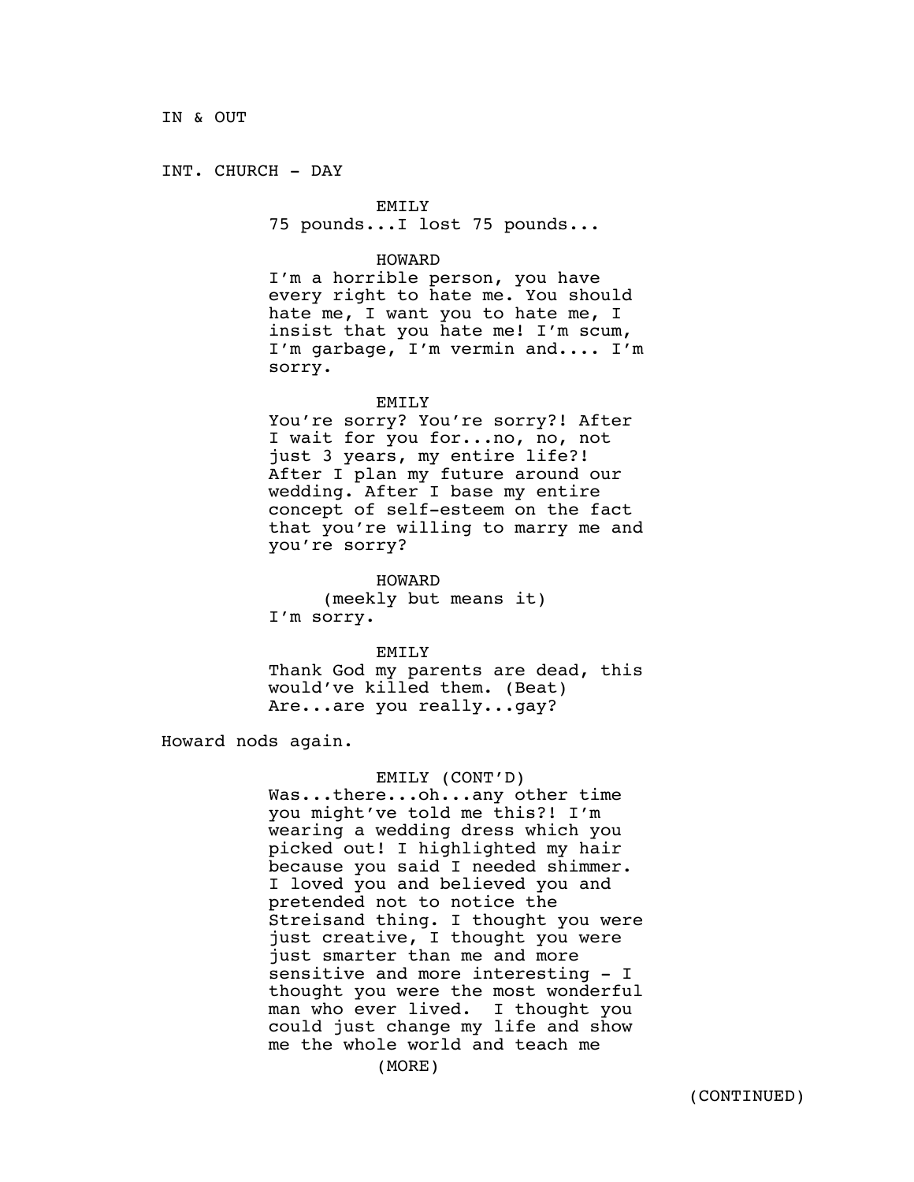IN & OUT

INT. CHURCH - DAY

EMILY
75 pounds...I lost 75 pounds...

HOWARD
I'm a horrible person, you have every right to hate me. You should hate me, I want you to hate me, I insist that you hate me! I'm scum, I'm garbage, I'm vermin and.... I'm sorry.

EMILY
You're sorry? You're sorry?! After I wait for you for...no, no, not just 3 years, my entire life?! After I plan my future around our wedding. After I base my entire concept of self-esteem on the fact that you're willing to marry me and you're sorry?

HOWARD
(meekly but means it)
I'm sorry.

EMILY
Thank God my parents are dead, this would've killed them. (Beat) Are...are you really...gay?

Howard nods again.

EMILY (CONT'D)
Was...there...oh...any other time you might've told me this?! I'm wearing a wedding dress which you picked out! I highlighted my hair because you said I needed shimmer. I loved you and believed you and pretended not to notice the Streisand thing. I thought you were just creative, I thought you were just smarter than me and more sensitive and more interesting - I thought you were the most wonderful man who ever lived. I thought you could just change my life and show me the whole world and teach me

(MORE)

(CONTINUED)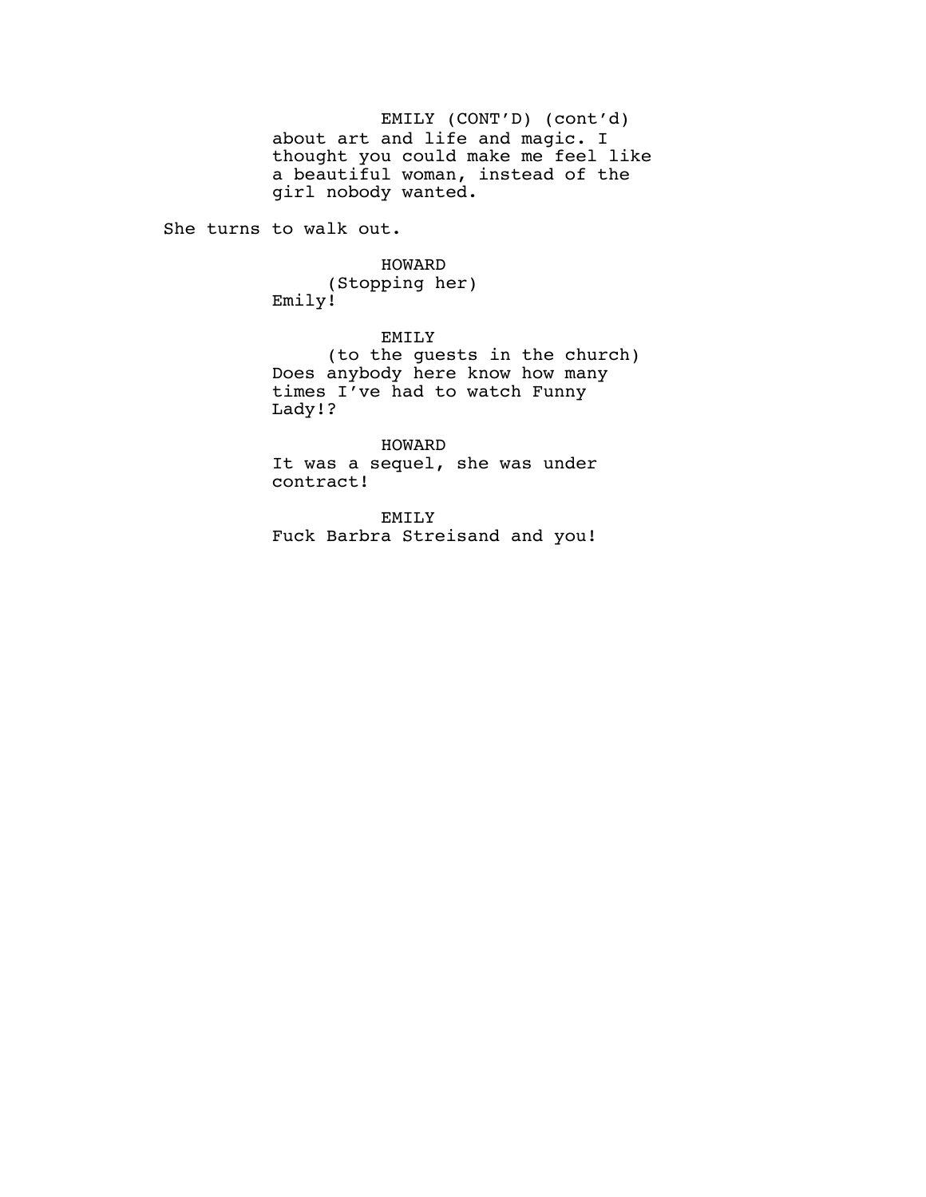EMILY (CONT'D) (cont'd)

about art and life and magic. I thought you could make me feel like a beautiful woman, instead of the girl nobody wanted.

She turns to walk out.

HOWARD

(Stopping her)

Emily!

EMILY

(to the guests in the church)

Does anybody here know how many times I've had to watch Funny Lady!?

HOWARD

It was a sequel, she was under contract!

EMILY

Fuck Barbra Streisand and you!